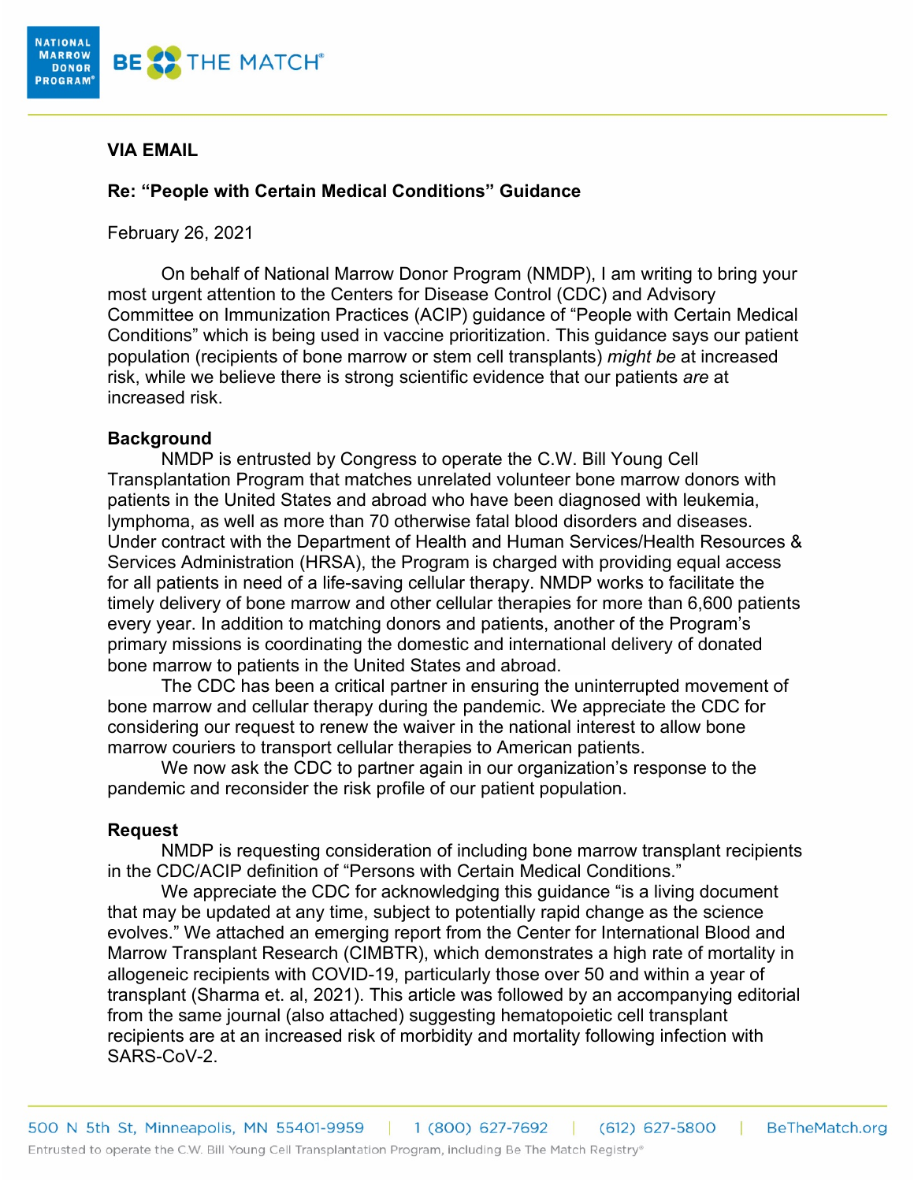**VIA EMAIL**

**Re: "People with Certain Medical Conditions" Guidance**

February 26, 2021

On behalf of National Marrow Donor Program (NMDP), I am writing to bring your most urgent attention to the Centers for Disease Control (CDC) and Advisory Committee on Immunization Practices (ACIP) guidance of "People with Certain Medical Conditions" which is being used in vaccine prioritization. This guidance says our patient population (recipients of bone marrow or stem cell transplants) *might be* at increased risk, while we believe there is strong scientific evidence that our patients *are* at increased risk.

**Background**

NMDP is entrusted by Congress to operate the C.W. Bill Young Cell Transplantation Program that matches unrelated volunteer bone marrow donors with patients in the United States and abroad who have been diagnosed with leukemia, lymphoma, as well as more than 70 otherwise fatal blood disorders and diseases. Under contract with the Department of Health and Human Services/Health Resources & Services Administration (HRSA), the Program is charged with providing equal access for all patients in need of a life-saving cellular therapy. NMDP works to facilitate the timely delivery of bone marrow and other cellular therapies for more than 6,600 patients every year. In addition to matching donors and patients, another of the Program's primary missions is coordinating the domestic and international delivery of donated bone marrow to patients in the United States and abroad.

The CDC has been a critical partner in ensuring the uninterrupted movement of bone marrow and cellular therapy during the pandemic. We appreciate the CDC for considering our request to renew the waiver in the national interest to allow bone marrow couriers to transport cellular therapies to American patients.

We now ask the CDC to partner again in our organization's response to the pandemic and reconsider the risk profile of our patient population.

**Request**

NMDP is requesting consideration of including bone marrow transplant recipients in the CDC/ACIP definition of "Persons with Certain Medical Conditions."

We appreciate the CDC for acknowledging this guidance "is a living document that may be updated at any time, subject to potentially rapid change as the science evolves." We attached an emerging report from the Center for International Blood and Marrow Transplant Research (CIMBTR), which demonstrates a high rate of mortality in allogeneic recipients with COVID-19, particularly those over 50 and within a year of transplant (Sharma et. al, 2021). This article was followed by an accompanying editorial from the same journal (also attached) suggesting hematopoietic cell transplant recipients are at an increased risk of morbidity and mortality following infection with SARS-CoV-2.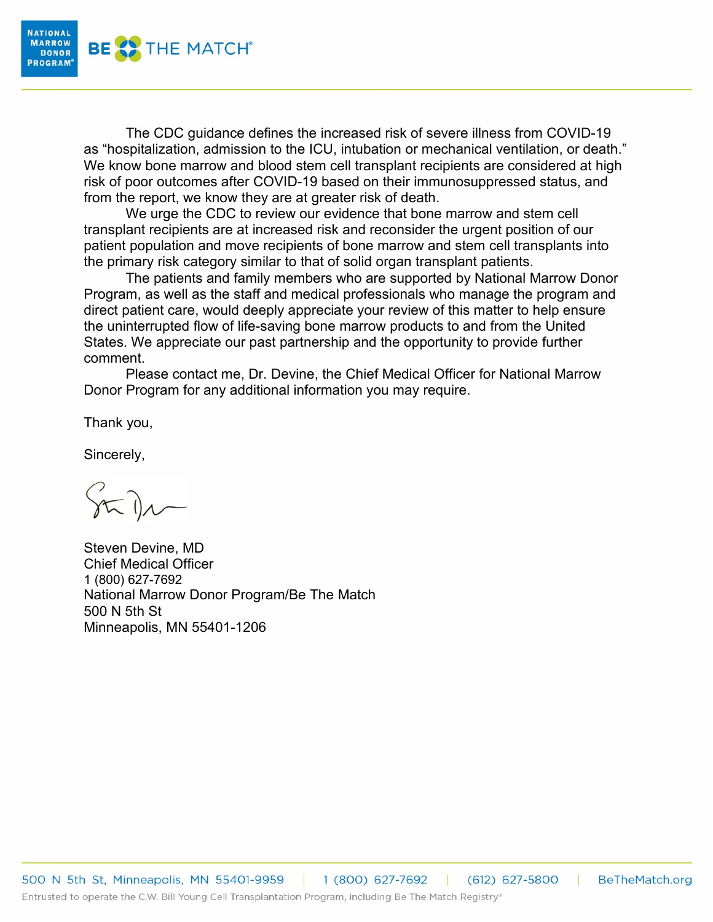The CDC guidance defines the increased risk of severe illness from COVID-19 as "hospitalization, admission to the ICU, intubation or mechanical ventilation, or death." We know bone marrow and blood stem cell transplant recipients are considered at high risk of poor outcomes after COVID-19 based on their immunosuppressed status, and from the report, we know they are at greater risk of death.

We urge the CDC to review our evidence that bone marrow and stem cell transplant recipients are at increased risk and reconsider the urgent position of our patient population and move recipients of bone marrow and stem cell transplants into the primary risk category similar to that of solid organ transplant patients.

The patients and family members who are supported by National Marrow Donor Program, as well as the staff and medical professionals who manage the program and direct patient care, would deeply appreciate your review of this matter to help ensure the uninterrupted flow of life-saving bone marrow products to and from the United States. We appreciate our past partnership and the opportunity to provide further comment.

Please contact me, Dr. Devine, the Chief Medical Officer for National Marrow Donor Program for any additional information you may require.

Thank you,

Sincerely,

Steven Devine, MD
Chief Medical Officer
1 (800) 627-7692
National Marrow Donor Program/Be The Match
500 N 5th St
Minneapolis, MN 55401-1206